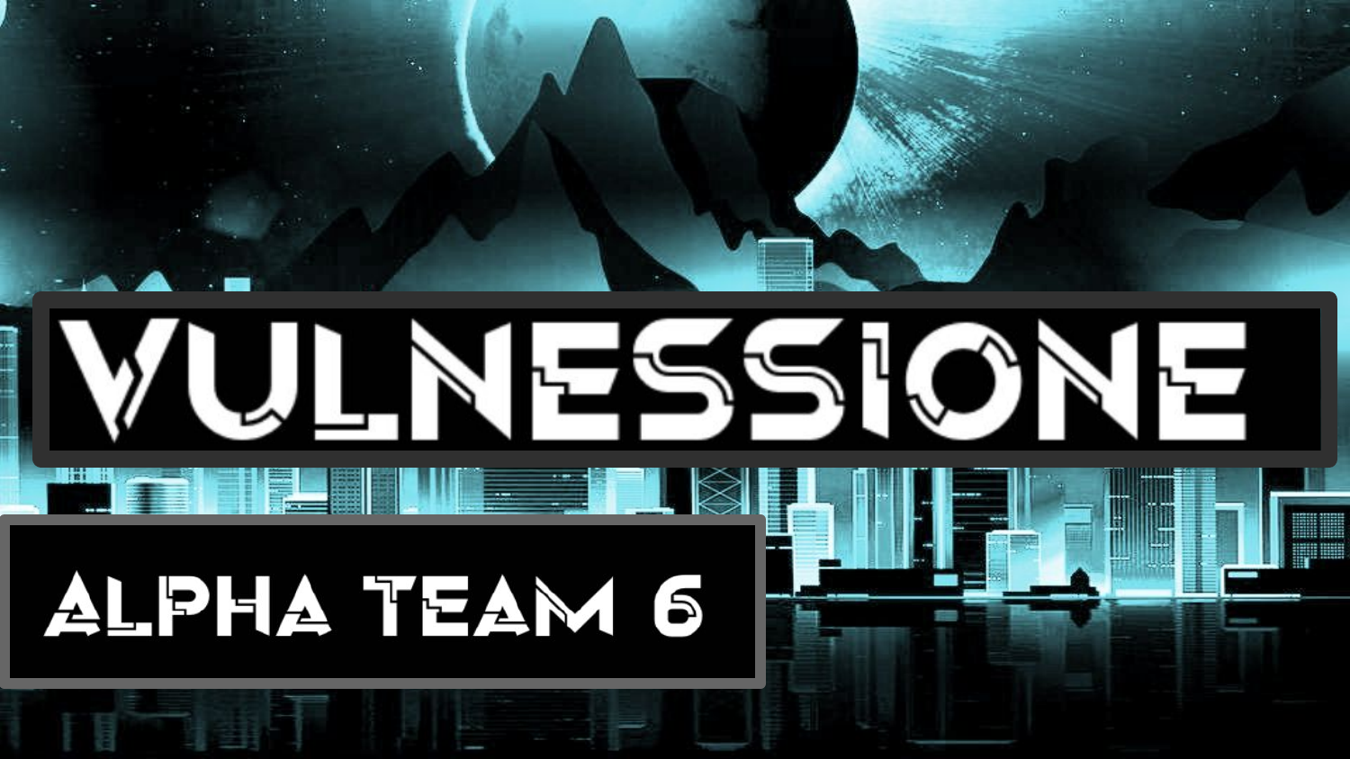# VULNESSIONE

## ALPHA TEAM 6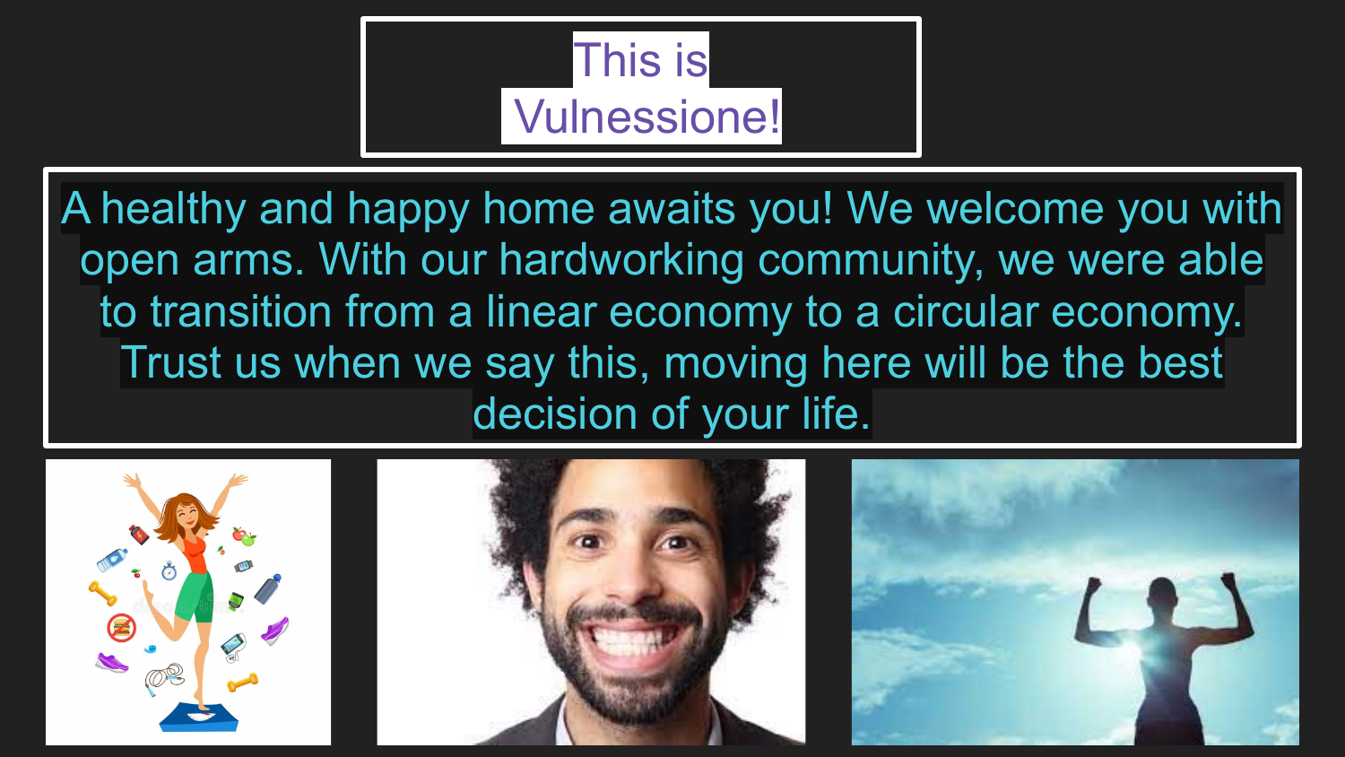# This is Vulnessione!

A healthy and happy home awaits you! We welcome you with open arms. With our hardworking community, we were able to transition from a linear economy to a circular economy. Trust us when we say this, moving here will be the best decision of your life.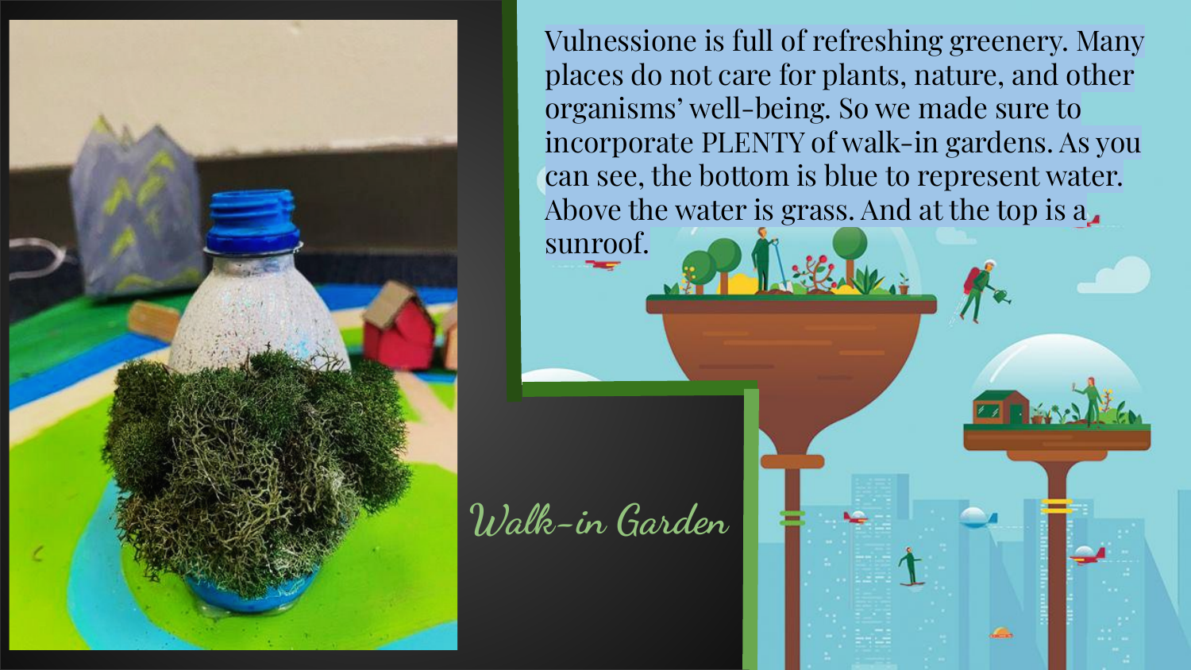Vulnessione is full of refreshing greenery. Many places do not care for plants, nature, and other organisms' well-being. So we made sure to incorporate PLENTY of walk-in gardens. As you can see, the bottom is blue to represent water. Above the water is grass. And at the top is a sunroof.

## Walk-in Garden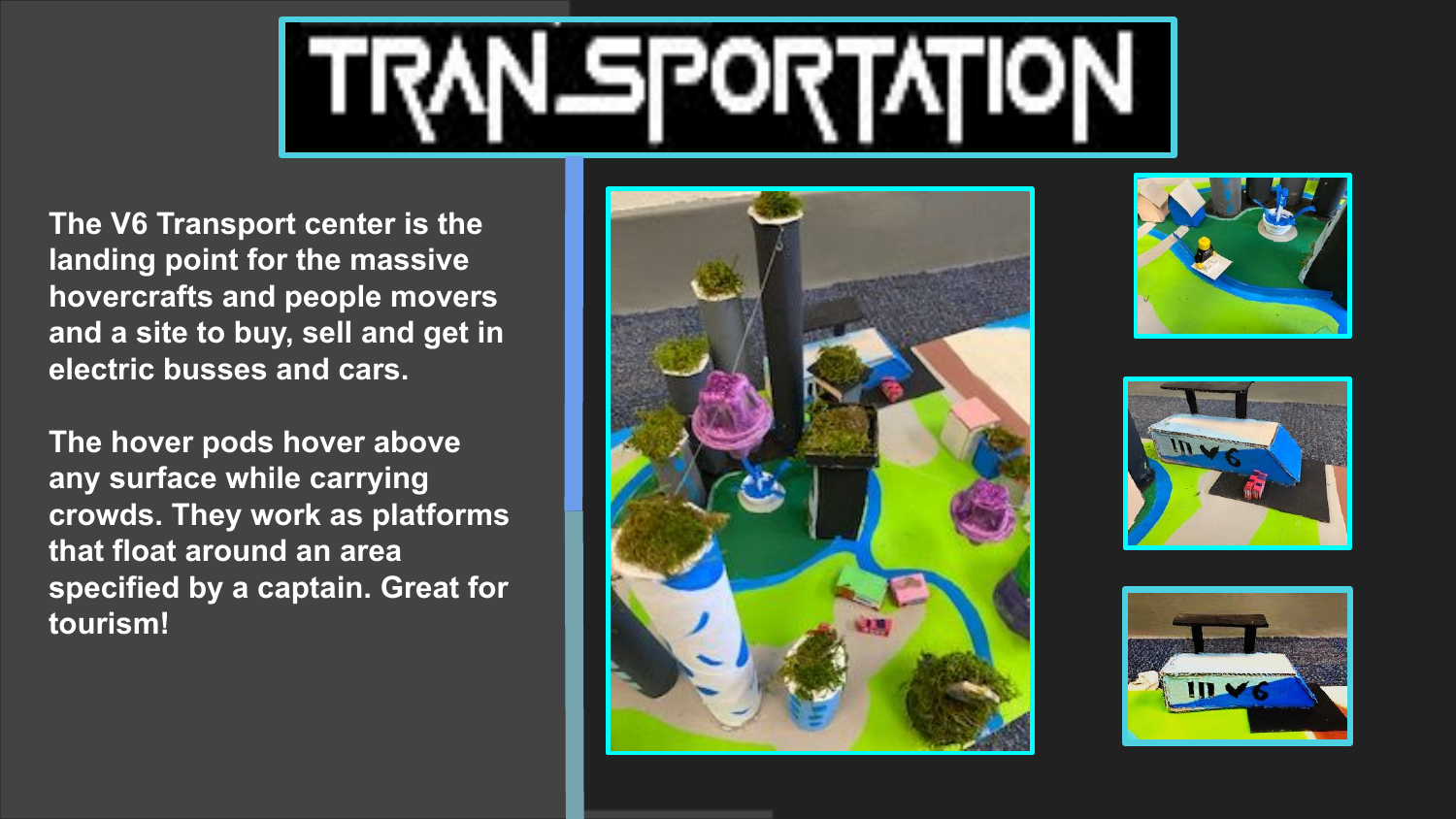# TRANSPORTATION

The V6 Transport center is the landing point for the massive hovercrafts and people movers and a site to buy, sell and get in electric busses and cars.

The hover pods hover above any surface while carrying crowds. They work as platforms that float around an area specified by a captain. Great for tourism!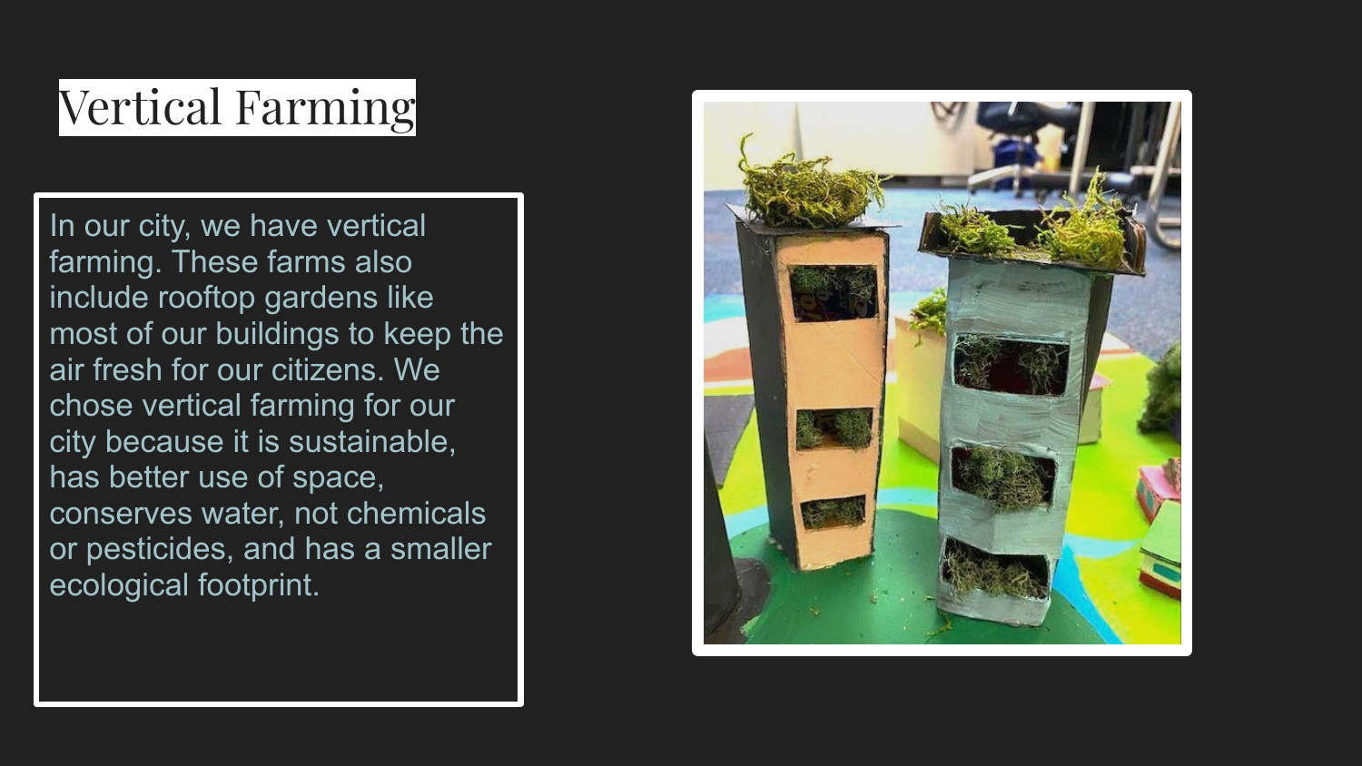# Vertical Farming

In our city, we have vertical farming. These farms also include rooftop gardens like most of our buildings to keep the air fresh for our citizens. We chose vertical farming for our city because it is sustainable, has better use of space, conserves water, not chemicals or pesticides, and has a smaller ecological footprint.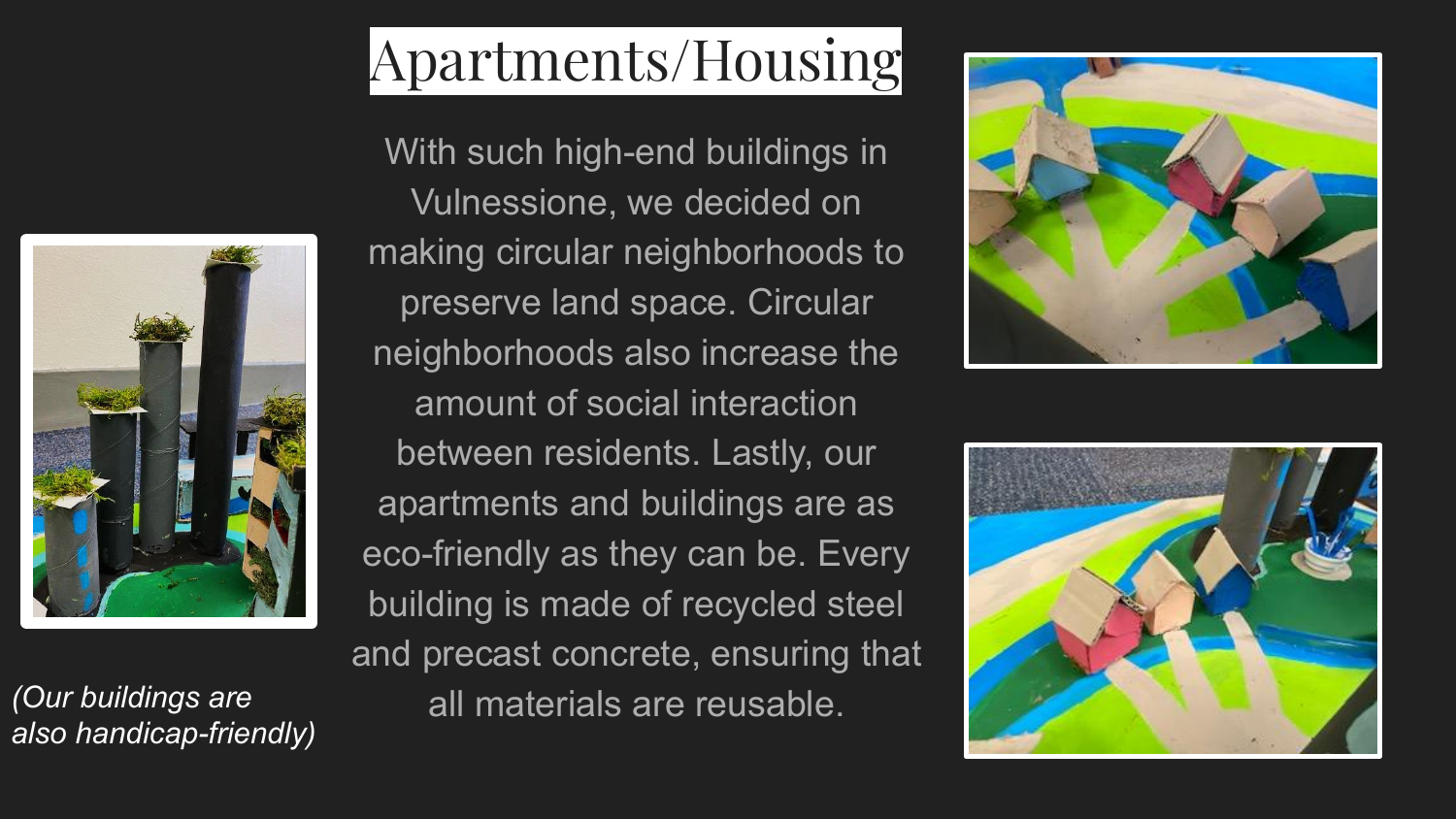# Apartments/Housing

With such high-end buildings in Vulnessione, we decided on making circular neighborhoods to preserve land space. Circular neighborhoods also increase the amount of social interaction between residents. Lastly, our apartments and buildings are as eco-friendly as they can be. Every building is made of recycled steel and precast concrete, ensuring that all materials are reusable.

*(Our buildings are also handicap-friendly)*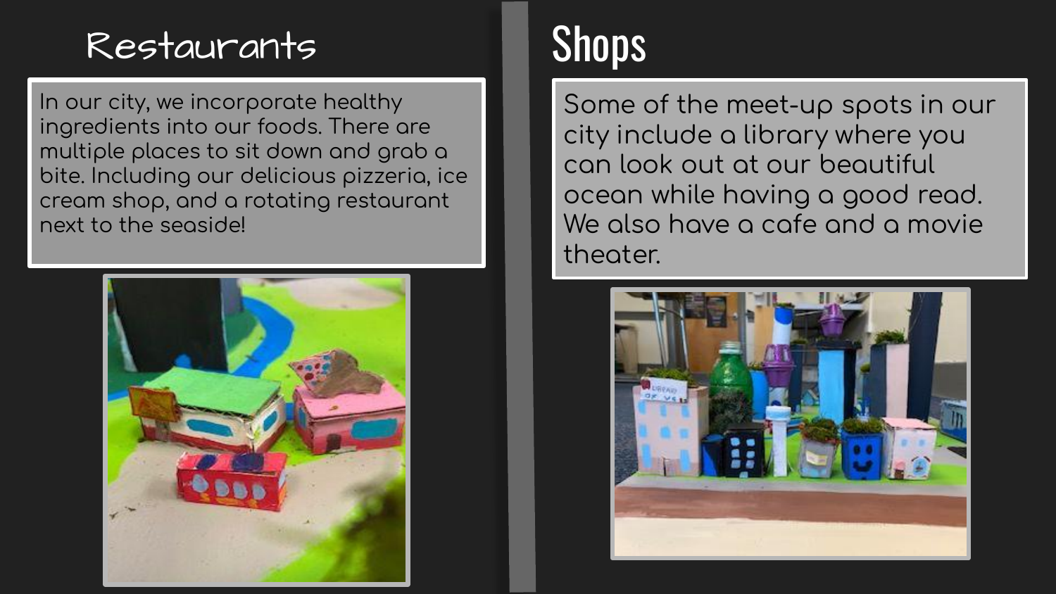## Restaurants

In our city, we incorporate healthy ingredients into our foods. There are multiple places to sit down and grab a bite. Including our delicious pizzeria, ice cream shop, and a rotating restaurant next to the seaside!

## Shops

Some of the meet-up spots in our city include a library where you can look out at our beautiful ocean while having a good read. We also have a cafe and a movie theater.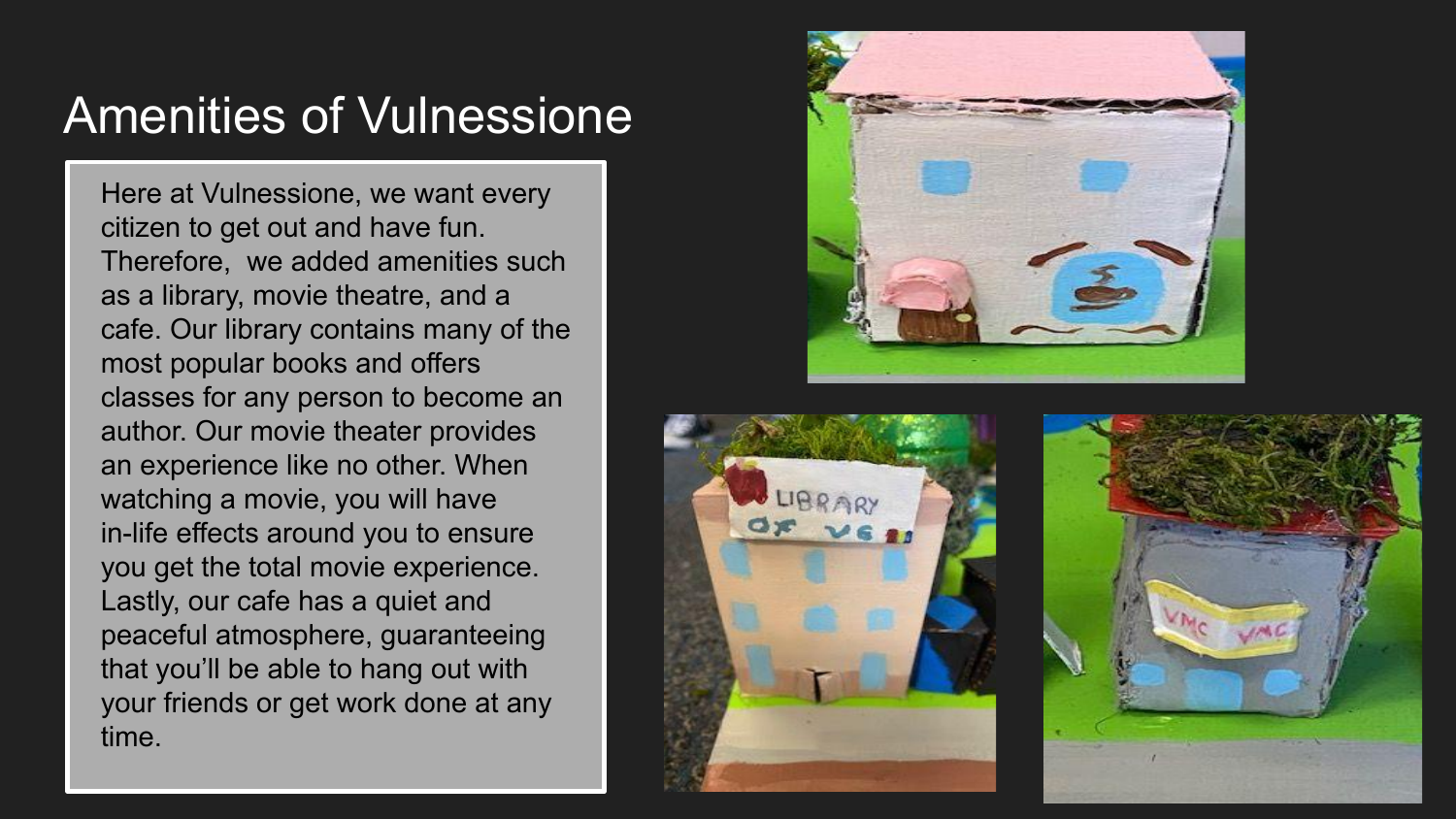# Amenities of Vulnessione

Here at Vulnessione, we want every citizen to get out and have fun. Therefore, we added amenities such as a library, movie theatre, and a cafe. Our library contains many of the most popular books and offers classes for any person to become an author. Our movie theater provides an experience like no other. When watching a movie, you will have in-life effects around you to ensure you get the total movie experience. Lastly, our cafe has a quiet and peaceful atmosphere, guaranteeing that you'll be able to hang out with your friends or get work done at any time.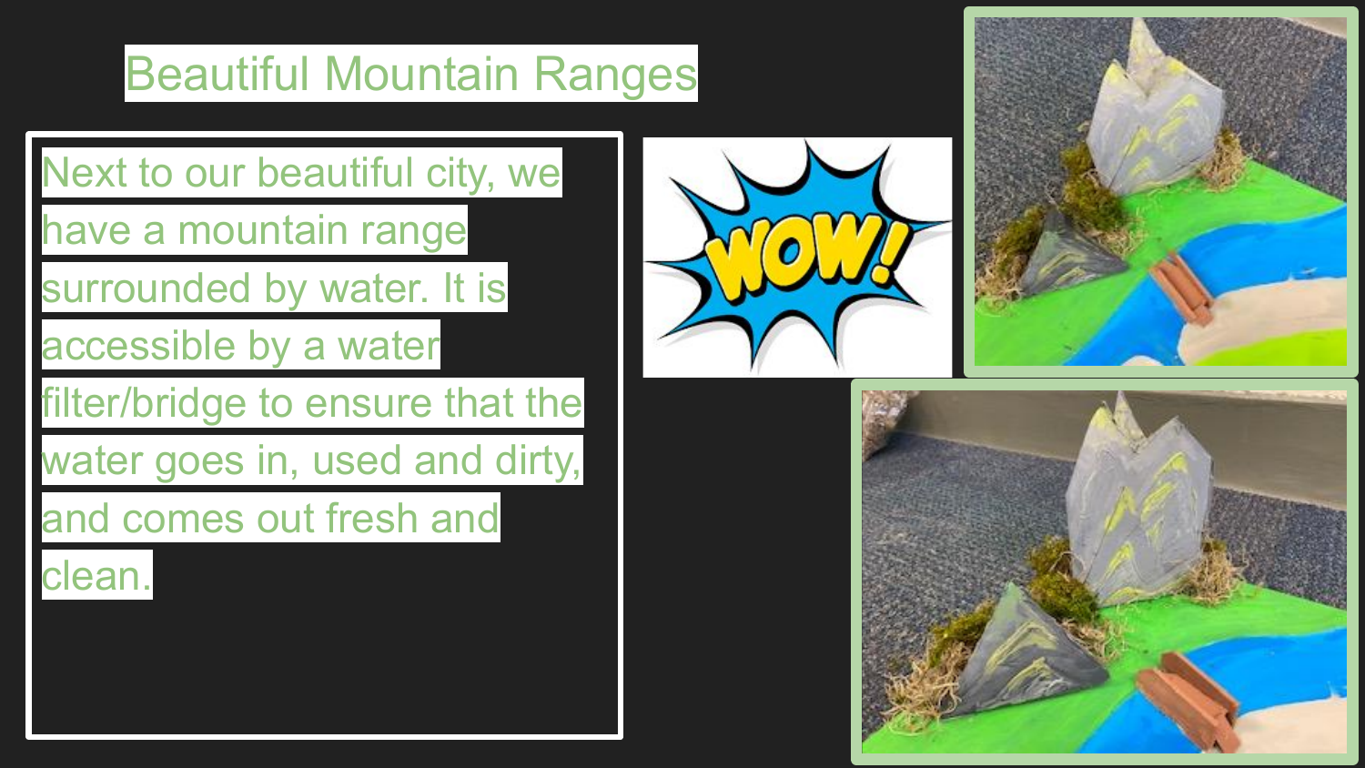# Beautiful Mountain Ranges

Next to our beautiful city, we have a mountain range surrounded by water. It is accessible by a water filter/bridge to ensure that the water goes in, used and dirty, and comes out fresh and clean.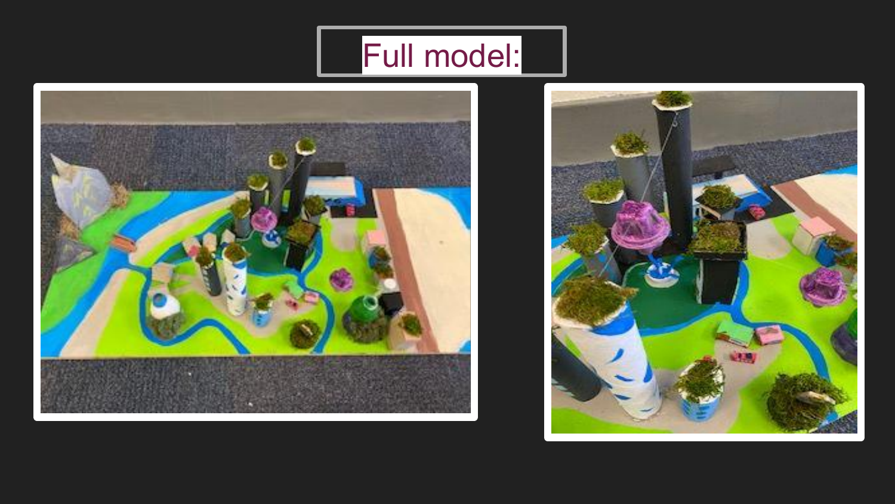# Full model: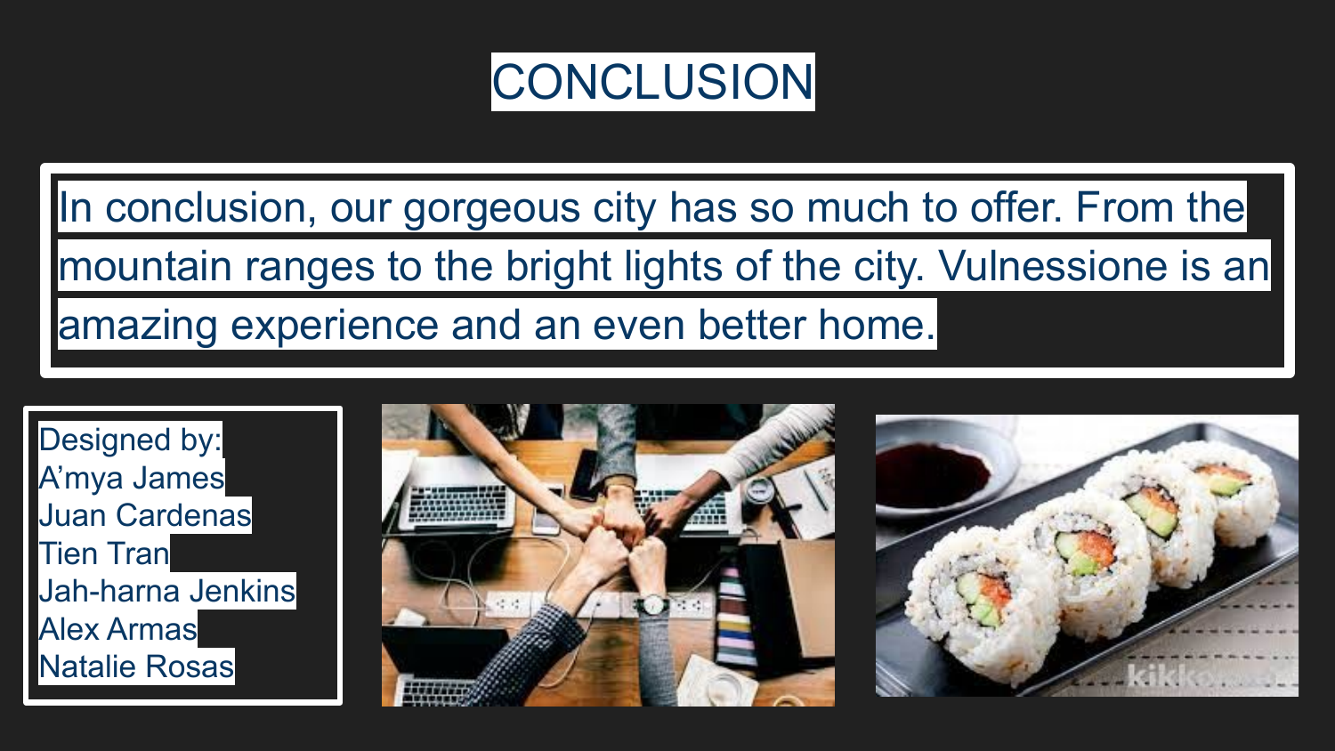# CONCLUSION

In conclusion, our gorgeous city has so much to offer. From the mountain ranges to the bright lights of the city. Vulnessione is an amazing experience and an even better home.

Designed by:
A'mya James
Juan Cardenas
Tien Tran
Jah-harna Jenkins
Alex Armas
Natalie Rosas